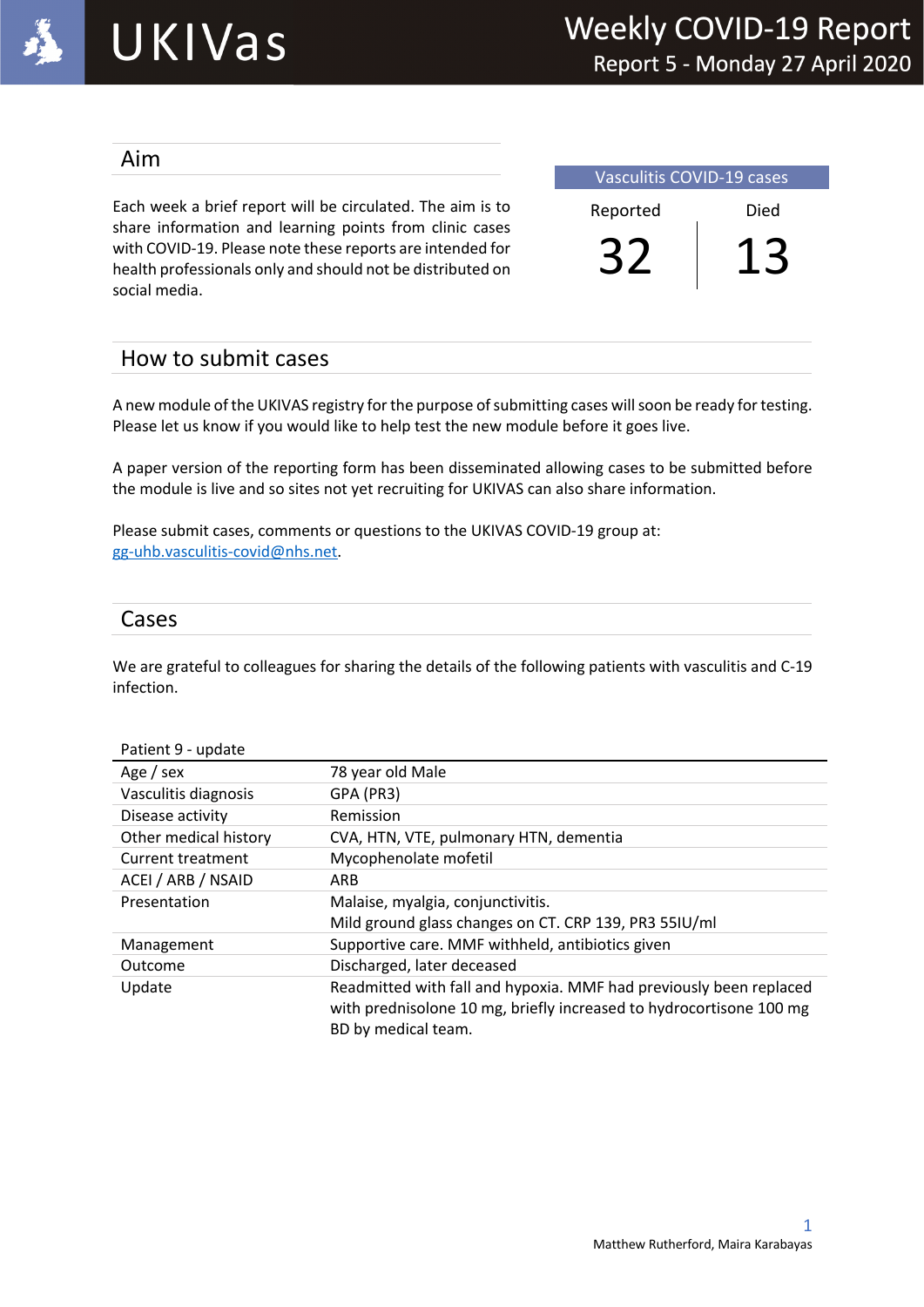# UKIVas

## Weekly COVID-19 Report
### Report 5 - Monday 27 April 2020

## Aim

Each week a brief report will be circulated. The aim is to share information and learning points from clinic cases with COVID-19. Please note these reports are intended for health professionals only and should not be distributed on social media.

| Vasculitis COVID-19 cases | |
|---|---|
| Reported | Died |
| 32 | 13 |

## How to submit cases

A new module of the UKIVAS registry for the purpose of submitting cases will soon be ready for testing. Please let us know if you would like to help test the new module before it goes live.

A paper version of the reporting form has been disseminated allowing cases to be submitted before the module is live and so sites not yet recruiting for UKIVAS can also share information.

Please submit cases, comments or questions to the UKIVAS COVID-19 group at: [gg-uhb.vasculitis-covid@nhs.net](mailto:gg-uhb.vasculitis-covid@nhs.net).

## Cases

We are grateful to colleagues for sharing the details of the following patients with vasculitis and C-19 infection.

| Patient 9 - update | |
|---|---|
| Age / sex | 78 year old Male |
| Vasculitis diagnosis | GPA (PR3) |
| Disease activity | Remission |
| Other medical history | CVA, HTN, VTE, pulmonary HTN, dementia |
| Current treatment | Mycophenolate mofetil |
| ACEI / ARB / NSAID | ARB |
| Presentation | Malaise, myalgia, conjunctivitis.<br>Mild ground glass changes on CT. CRP 139, PR3 55IU/ml |
| Management | Supportive care. MMF withheld, antibiotics given |
| Outcome | Discharged, later deceased |
| Update | Readmitted with fall and hypoxia. MMF had previously been replaced with prednisolone 10 mg, briefly increased to hydrocortisone 100 mg BD by medical team. |

Matthew Rutherford, Maira Karabayas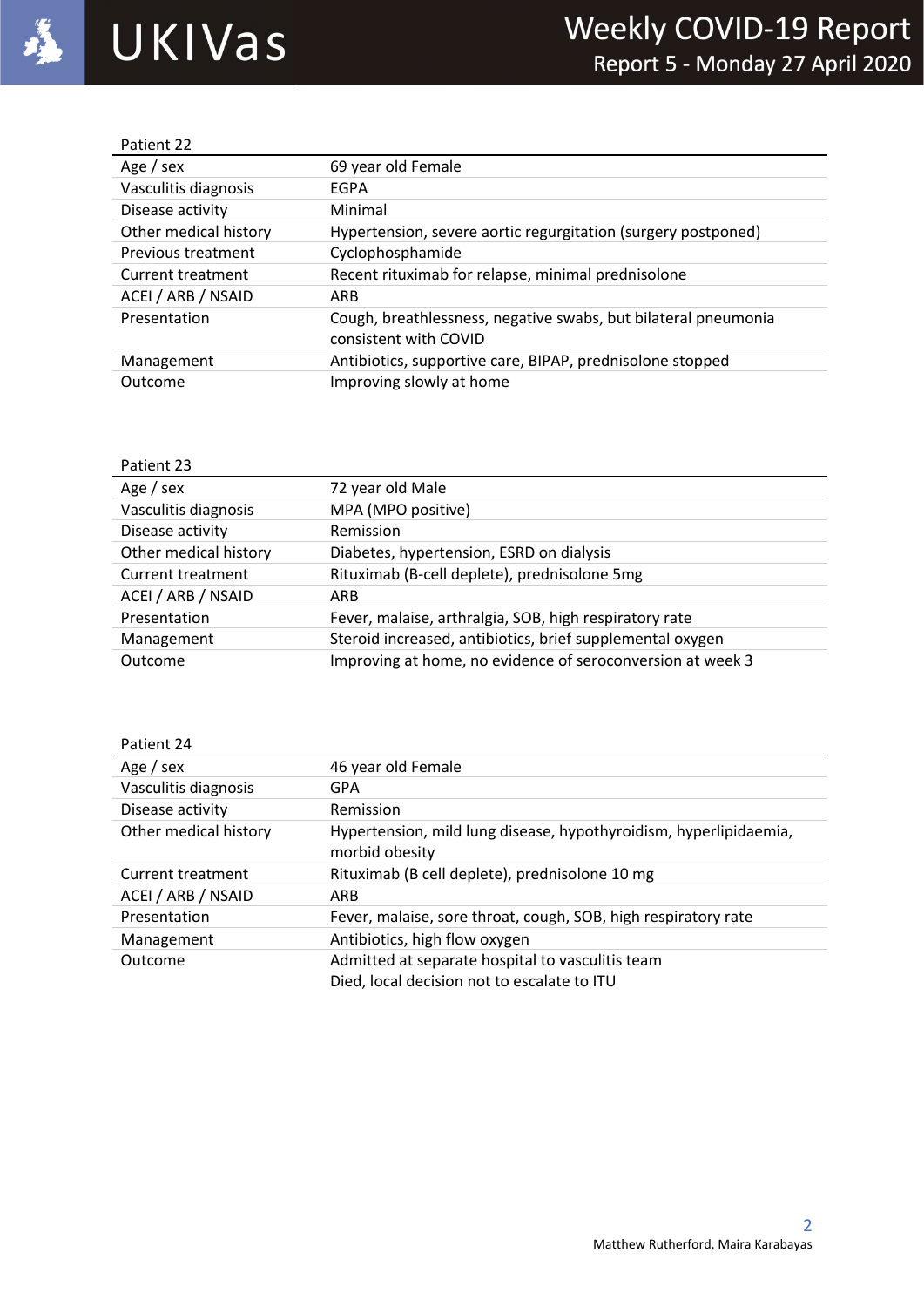| Patient 22 | |
|---|---|
| Age / sex | 69 year old Female |
| Vasculitis diagnosis | EGPA |
| Disease activity | Minimal |
| Other medical history | Hypertension, severe aortic regurgitation (surgery postponed) |
| Previous treatment | Cyclophosphamide |
| Current treatment | Recent rituximab for relapse, minimal prednisolone |
| ACEI / ARB / NSAID | ARB |
| Presentation | Cough, breathlessness, negative swabs, but bilateral pneumonia consistent with COVID |
| Management | Antibiotics, supportive care, BIPAP, prednisolone stopped |
| Outcome | Improving slowly at home |

| Patient 23 | |
|---|---|
| Age / sex | 72 year old Male |
| Vasculitis diagnosis | MPA (MPO positive) |
| Disease activity | Remission |
| Other medical history | Diabetes, hypertension, ESRD on dialysis |
| Current treatment | Rituximab (B-cell deplete), prednisolone 5mg |
| ACEI / ARB / NSAID | ARB |
| Presentation | Fever, malaise, arthralgia, SOB, high respiratory rate |
| Management | Steroid increased, antibiotics, brief supplemental oxygen |
| Outcome | Improving at home, no evidence of seroconversion at week 3 |

| Patient 24 | |
|---|---|
| Age / sex | 46 year old Female |
| Vasculitis diagnosis | GPA |
| Disease activity | Remission |
| Other medical history | Hypertension, mild lung disease, hypothyroidism, hyperlipidaemia, morbid obesity |
| Current treatment | Rituximab (B cell deplete), prednisolone 10 mg |
| ACEI / ARB / NSAID | ARB |
| Presentation | Fever, malaise, sore throat, cough, SOB, high respiratory rate |
| Management | Antibiotics, high flow oxygen |
| Outcome | Admitted at separate hospital to vasculitis team<br>Died, local decision not to escalate to ITU |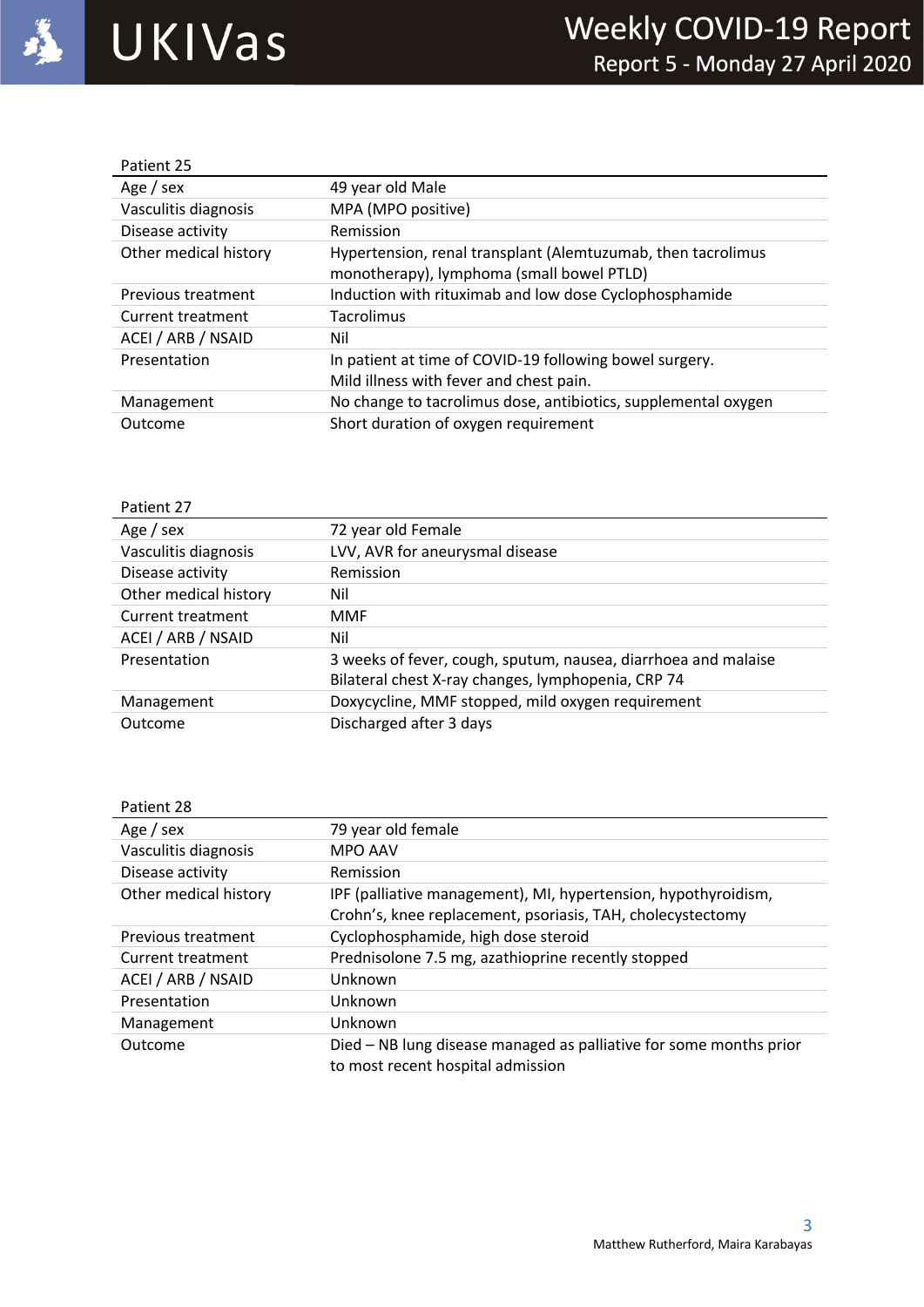| Patient 25 | |
|---|---|
| Age / sex | 49 year old Male |
| Vasculitis diagnosis | MPA (MPO positive) |
| Disease activity | Remission |
| Other medical history | Hypertension, renal transplant (Alemtuzumab, then tacrolimus monotherapy), lymphoma (small bowel PTLD) |
| Previous treatment | Induction with rituximab and low dose Cyclophosphamide |
| Current treatment | Tacrolimus |
| ACEI / ARB / NSAID | Nil |
| Presentation | In patient at time of COVID-19 following bowel surgery. Mild illness with fever and chest pain. |
| Management | No change to tacrolimus dose, antibiotics, supplemental oxygen |
| Outcome | Short duration of oxygen requirement |

| Patient 27 | |
|---|---|
| Age / sex | 72 year old Female |
| Vasculitis diagnosis | LVV, AVR for aneurysmal disease |
| Disease activity | Remission |
| Other medical history | Nil |
| Current treatment | MMF |
| ACEI / ARB / NSAID | Nil |
| Presentation | 3 weeks of fever, cough, sputum, nausea, diarrhoea and malaise Bilateral chest X-ray changes, lymphopenia, CRP 74 |
| Management | Doxycycline, MMF stopped, mild oxygen requirement |
| Outcome | Discharged after 3 days |

| Patient 28 | |
|---|---|
| Age / sex | 79 year old female |
| Vasculitis diagnosis | MPO AAV |
| Disease activity | Remission |
| Other medical history | IPF (palliative management), MI, hypertension, hypothyroidism, Crohn's, knee replacement, psoriasis, TAH, cholecystectomy |
| Previous treatment | Cyclophosphamide, high dose steroid |
| Current treatment | Prednisolone 7.5 mg, azathioprine recently stopped |
| ACEI / ARB / NSAID | Unknown |
| Presentation | Unknown |
| Management | Unknown |
| Outcome | Died – NB lung disease managed as palliative for some months prior to most recent hospital admission |

Matthew Rutherford, Maira Karabayas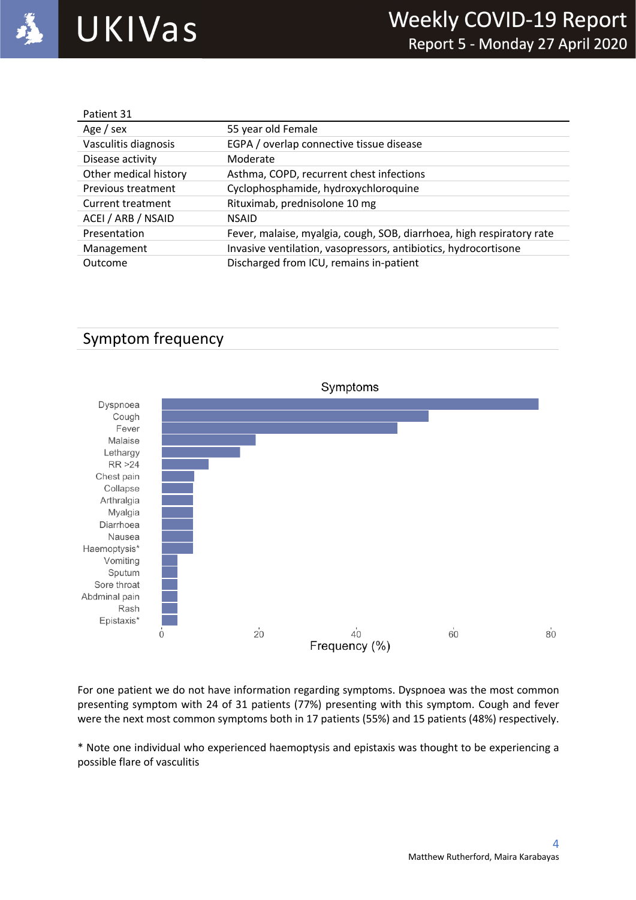| Patient 31 | |
|---|---|
| Age / sex | 55 year old Female |
| Vasculitis diagnosis | EGPA / overlap connective tissue disease |
| Disease activity | Moderate |
| Other medical history | Asthma, COPD, recurrent chest infections |
| Previous treatment | Cyclophosphamide, hydroxychloroquine |
| Current treatment | Rituximab, prednisolone 10 mg |
| ACEI / ARB / NSAID | NSAID |
| Presentation | Fever, malaise, myalgia, cough, SOB, diarrhoea, high respiratory rate |
| Management | Invasive ventilation, vasopressors, antibiotics, hydrocortisone |
| Outcome | Discharged from ICU, remains in-patient |

## Symptom frequency

For one patient we do not have information regarding symptoms. Dyspnoea was the most common presenting symptom with 24 of 31 patients (77%) presenting with this symptom. Cough and fever were the next most common symptoms both in 17 patients (55%) and 15 patients (48%) respectively.

* Note one individual who experienced haemoptysis and epistaxis was thought to be experiencing a possible flare of vasculitis

Matthew Rutherford, Maira Karabayas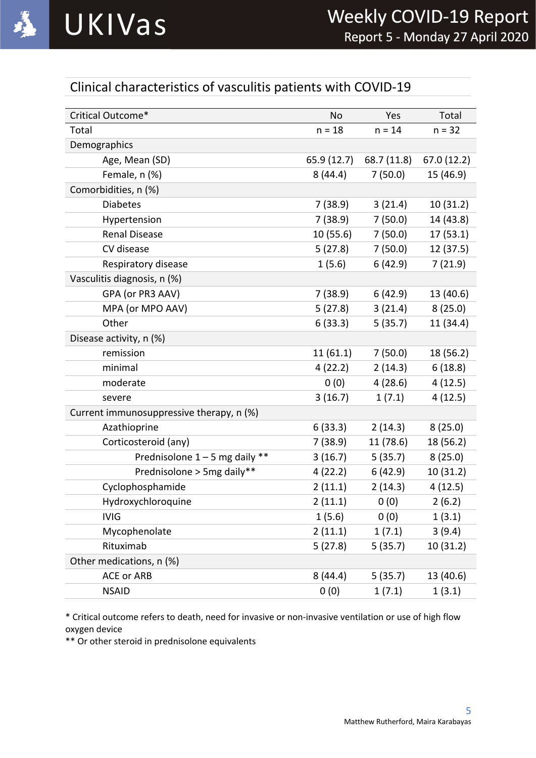## Clinical characteristics of vasculitis patients with COVID-19

| Critical Outcome* | No | Yes | Total |
|---|---|---|---|
| Total | n = 18 | n = 14 | n = 32 |
| Demographics | | | |
| Age, Mean (SD) | 65.9 (12.7) | 68.7 (11.8) | 67.0 (12.2) |
| Female, n (%) | 8 (44.4) | 7 (50.0) | 15 (46.9) |
| Comorbidities, n (%) | | | |
| Diabetes | 7 (38.9) | 3 (21.4) | 10 (31.2) |
| Hypertension | 7 (38.9) | 7 (50.0) | 14 (43.8) |
| Renal Disease | 10 (55.6) | 7 (50.0) | 17 (53.1) |
| CV disease | 5 (27.8) | 7 (50.0) | 12 (37.5) |
| Respiratory disease | 1 (5.6) | 6 (42.9) | 7 (21.9) |
| Vasculitis diagnosis, n (%) | | | |
| GPA (or PR3 AAV) | 7 (38.9) | 6 (42.9) | 13 (40.6) |
| MPA (or MPO AAV) | 5 (27.8) | 3 (21.4) | 8 (25.0) |
| Other | 6 (33.3) | 5 (35.7) | 11 (34.4) |
| Disease activity, n (%) | | | |
| remission | 11 (61.1) | 7 (50.0) | 18 (56.2) |
| minimal | 4 (22.2) | 2 (14.3) | 6 (18.8) |
| moderate | 0 (0) | 4 (28.6) | 4 (12.5) |
| severe | 3 (16.7) | 1 (7.1) | 4 (12.5) |
| Current immunosuppressive therapy, n (%) | | | |
| Azathioprine | 6 (33.3) | 2 (14.3) | 8 (25.0) |
| Corticosteroid (any) | 7 (38.9) | 11 (78.6) | 18 (56.2) |
| Prednisolone 1 – 5 mg daily ** | 3 (16.7) | 5 (35.7) | 8 (25.0) |
| Prednisolone > 5mg daily** | 4 (22.2) | 6 (42.9) | 10 (31.2) |
| Cyclophosphamide | 2 (11.1) | 2 (14.3) | 4 (12.5) |
| Hydroxychloroquine | 2 (11.1) | 0 (0) | 2 (6.2) |
| IVIG | 1 (5.6) | 0 (0) | 1 (3.1) |
| Mycophenolate | 2 (11.1) | 1 (7.1) | 3 (9.4) |
| Rituximab | 5 (27.8) | 5 (35.7) | 10 (31.2) |
| Other medications, n (%) | | | |
| ACE or ARB | 8 (44.4) | 5 (35.7) | 13 (40.6) |
| NSAID | 0 (0) | 1 (7.1) | 1 (3.1) |

\* Critical outcome refers to death, need for invasive or non-invasive ventilation or use of high flow oxygen device

** Or other steroid in prednisolone equivalents

Matthew Rutherford, Maira Karabayas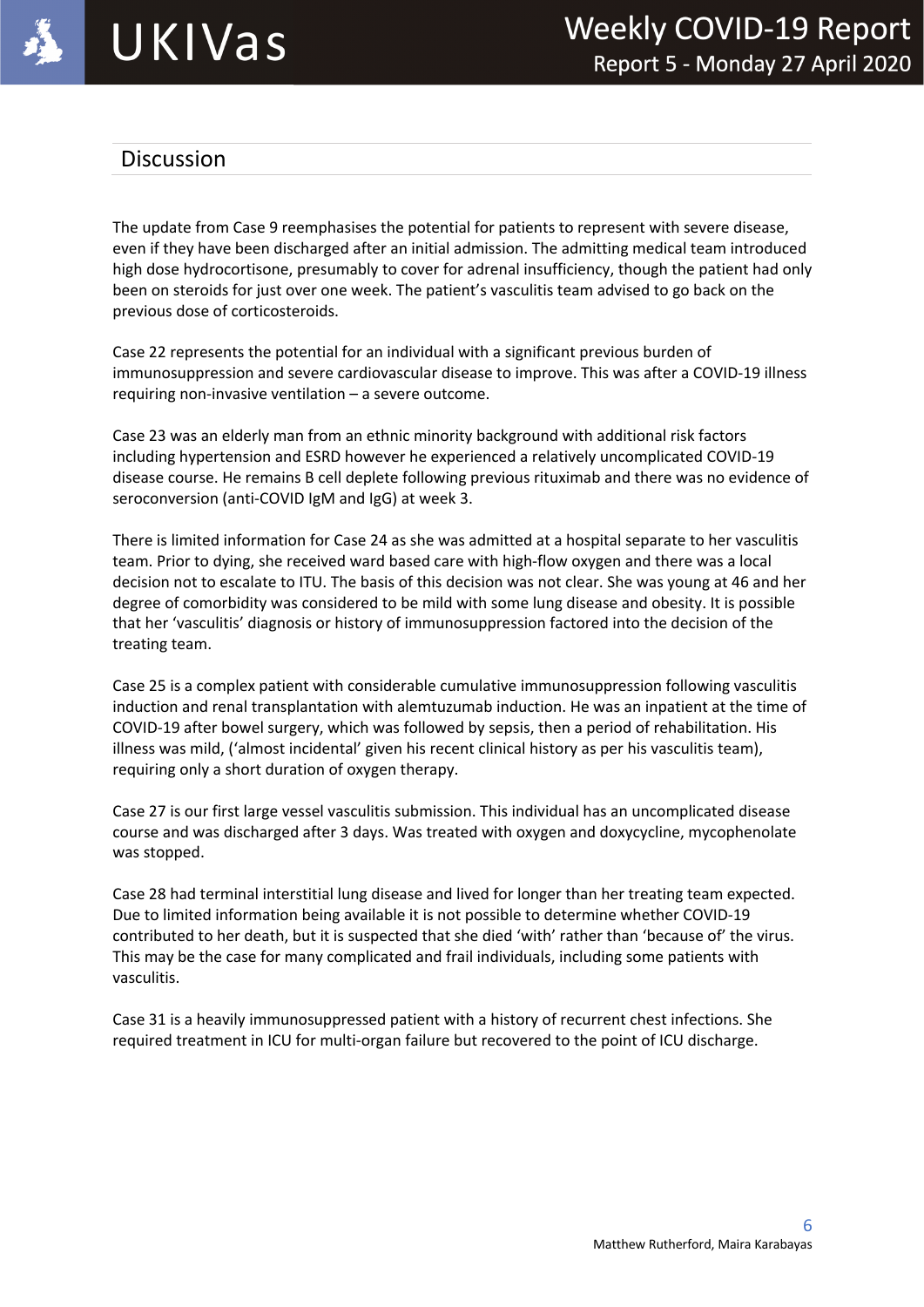## Discussion

The update from Case 9 reemphasises the potential for patients to represent with severe disease, even if they have been discharged after an initial admission. The admitting medical team introduced high dose hydrocortisone, presumably to cover for adrenal insufficiency, though the patient had only been on steroids for just over one week. The patient's vasculitis team advised to go back on the previous dose of corticosteroids.

Case 22 represents the potential for an individual with a significant previous burden of immunosuppression and severe cardiovascular disease to improve. This was after a COVID-19 illness requiring non-invasive ventilation – a severe outcome.

Case 23 was an elderly man from an ethnic minority background with additional risk factors including hypertension and ESRD however he experienced a relatively uncomplicated COVID-19 disease course. He remains B cell deplete following previous rituximab and there was no evidence of seroconversion (anti-COVID IgM and IgG) at week 3.

There is limited information for Case 24 as she was admitted at a hospital separate to her vasculitis team. Prior to dying, she received ward based care with high-flow oxygen and there was a local decision not to escalate to ITU. The basis of this decision was not clear. She was young at 46 and her degree of comorbidity was considered to be mild with some lung disease and obesity. It is possible that her 'vasculitis' diagnosis or history of immunosuppression factored into the decision of the treating team.

Case 25 is a complex patient with considerable cumulative immunosuppression following vasculitis induction and renal transplantation with alemtuzumab induction. He was an inpatient at the time of COVID-19 after bowel surgery, which was followed by sepsis, then a period of rehabilitation. His illness was mild, ('almost incidental' given his recent clinical history as per his vasculitis team), requiring only a short duration of oxygen therapy.

Case 27 is our first large vessel vasculitis submission. This individual has an uncomplicated disease course and was discharged after 3 days. Was treated with oxygen and doxycycline, mycophenolate was stopped.

Case 28 had terminal interstitial lung disease and lived for longer than her treating team expected. Due to limited information being available it is not possible to determine whether COVID-19 contributed to her death, but it is suspected that she died 'with' rather than 'because of' the virus. This may be the case for many complicated and frail individuals, including some patients with vasculitis.

Case 31 is a heavily immunosuppressed patient with a history of recurrent chest infections. She required treatment in ICU for multi-organ failure but recovered to the point of ICU discharge.

Matthew Rutherford, Maira Karabayas